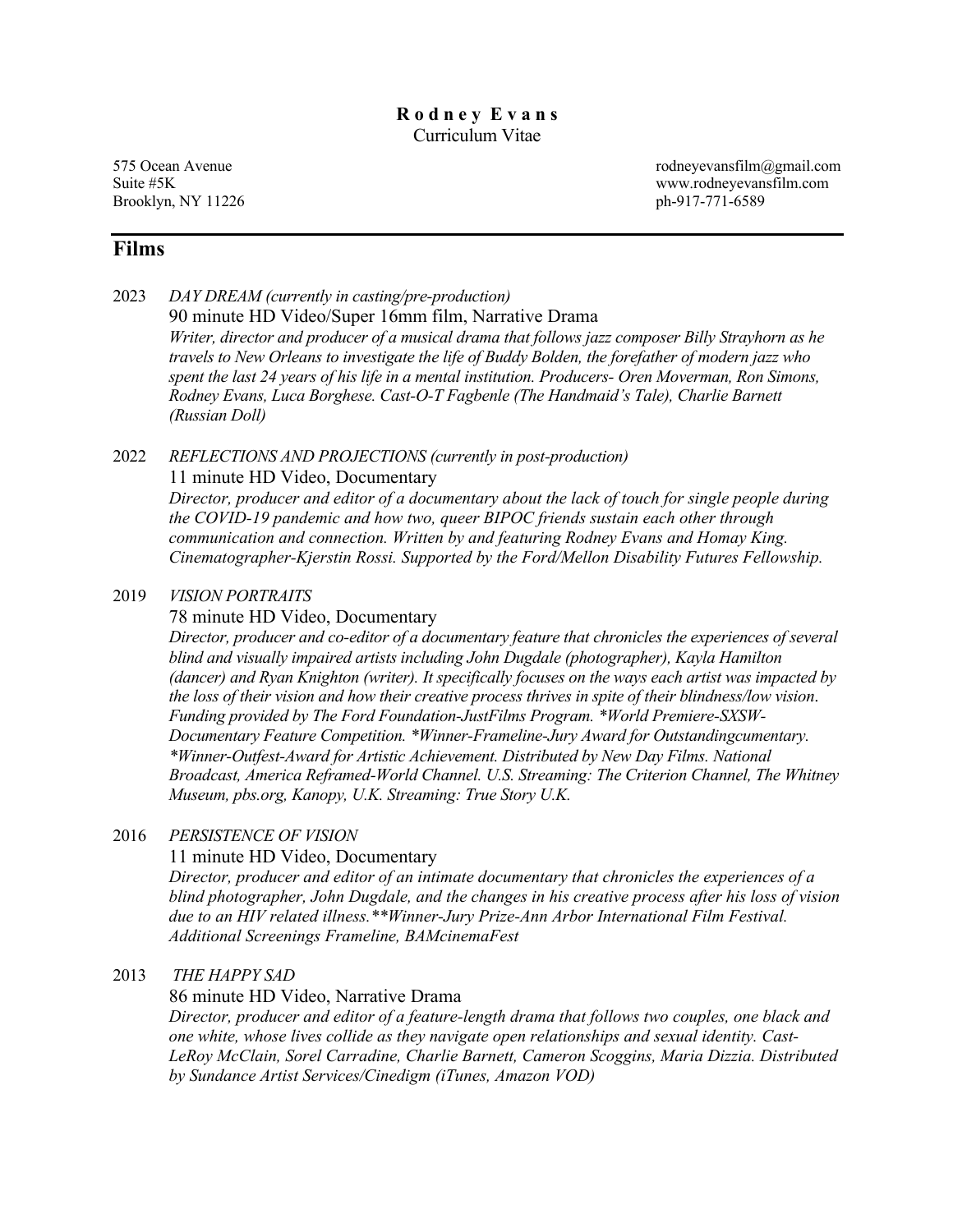# R o d n e y  E v a n s

Curriculum Vitae

575 Ocean Avenue
Suite #5K
Brooklyn, NY 11226

rodneyevansfilm@gmail.com
www.rodneyevansfilm.com
ph-917-771-6589

## Films

2023 *DAY DREAM (currently in casting/pre-production)*
90 minute HD Video/Super 16mm film, Narrative Drama
*Writer, director and producer of a musical drama that follows jazz composer Billy Strayhorn as he travels to New Orleans to investigate the life of Buddy Bolden, the forefather of modern jazz who spent the last 24 years of his life in a mental institution. Producers- Oren Moverman, Ron Simons, Rodney Evans, Luca Borghese. Cast-O-T Fagbenle (The Handmaid's Tale), Charlie Barnett (Russian Doll)*

2022 *REFLECTIONS AND PROJECTIONS (currently in post-production)*
11 minute HD Video, Documentary
*Director, producer and editor of a documentary about the lack of touch for single people during the COVID-19 pandemic and how two, queer BIPOC friends sustain each other through communication and connection. Written by and featuring Rodney Evans and Homay King. Cinematographer-Kjerstin Rossi. Supported by the Ford/Mellon Disability Futures Fellowship.*

2019 *VISION PORTRAITS*
78 minute HD Video, Documentary
*Director, producer and co-editor of a documentary feature that chronicles the experiences of several blind and visually impaired artists including John Dugdale (photographer), Kayla Hamilton (dancer) and Ryan Knighton (writer). It specifically focuses on the ways each artist was impacted by the loss of their vision and how their creative process thrives in spite of their blindness/low vision. Funding provided by The Ford Foundation-JustFilms Program. *World Premiere-SXSW-Documentary Feature Competition. *Winner-Frameline-Jury Award for Outstandingcumentary. *Winner-Outfest-Award for Artistic Achievement. Distributed by New Day Films. National Broadcast, America Reframed-World Channel. U.S. Streaming: The Criterion Channel, The Whitney Museum, pbs.org, Kanopy, U.K. Streaming: True Story U.K.*

2016 *PERSISTENCE OF VISION*
11 minute HD Video, Documentary
*Director, producer and editor of an intimate documentary that chronicles the experiences of a blind photographer, John Dugdale, and the changes in his creative process after his loss of vision due to an HIV related illness.**Winner-Jury Prize-Ann Arbor International Film Festival. Additional Screenings Frameline, BAMcinemaFest*

2013 *THE HAPPY SAD*
86 minute HD Video, Narrative Drama
*Director, producer and editor of a feature-length drama that follows two couples, one black and one white, whose lives collide as they navigate open relationships and sexual identity. Cast-LeRoy McClain, Sorel Carradine, Charlie Barnett, Cameron Scoggins, Maria Dizzia. Distributed by Sundance Artist Services/Cinedigm (iTunes, Amazon VOD)*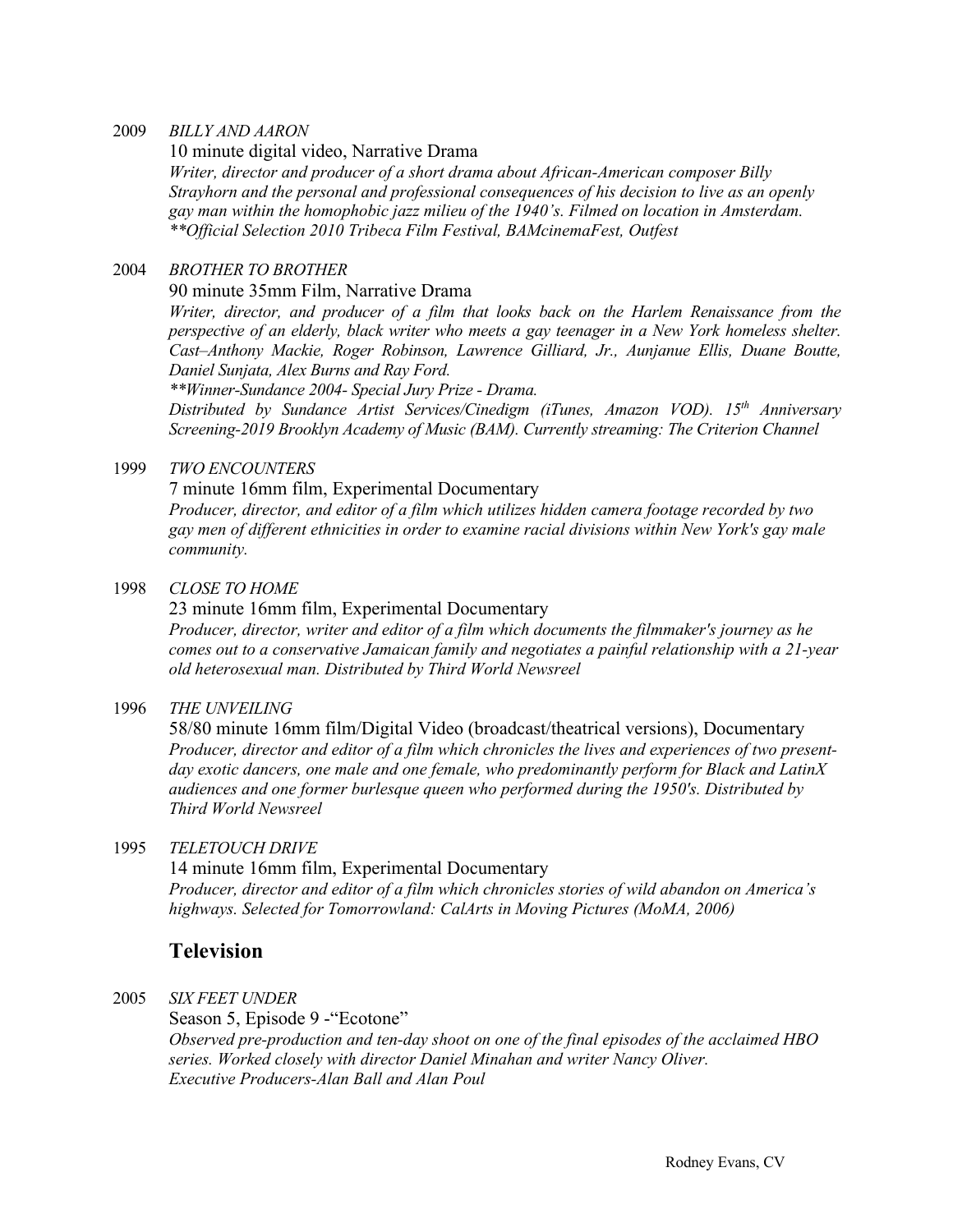2009 *BILLY AND AARON*

10 minute digital video, Narrative Drama

*Writer, director and producer of a short drama about African-American composer Billy Strayhorn and the personal and professional consequences of his decision to live as an openly gay man within the homophobic jazz milieu of the 1940's. Filmed on location in Amsterdam.*
*\*\*Official Selection 2010 Tribeca Film Festival, BAMcinemaFest, Outfest*

2004 *BROTHER TO BROTHER*

90 minute 35mm Film, Narrative Drama

*Writer, director, and producer of a film that looks back on the Harlem Renaissance from the perspective of an elderly, black writer who meets a gay teenager in a New York homeless shelter. Cast–Anthony Mackie, Roger Robinson, Lawrence Gilliard, Jr., Aunjanue Ellis, Duane Boutte, Daniel Sunjata, Alex Burns and Ray Ford.*
*\*\*Winner-Sundance 2004- Special Jury Prize - Drama.*
*Distributed by Sundance Artist Services/Cinedigm (iTunes, Amazon VOD). 15th Anniversary Screening-2019 Brooklyn Academy of Music (BAM). Currently streaming: The Criterion Channel*

1999 *TWO ENCOUNTERS*

7 minute 16mm film, Experimental Documentary

*Producer, director, and editor of a film which utilizes hidden camera footage recorded by two gay men of different ethnicities in order to examine racial divisions within New York's gay male community.*

1998 *CLOSE TO HOME*

23 minute 16mm film, Experimental Documentary

*Producer, director, writer and editor of a film which documents the filmmaker's journey as he comes out to a conservative Jamaican family and negotiates a painful relationship with a 21-year old heterosexual man. Distributed by Third World Newsreel*

1996 *THE UNVEILING*

58/80 minute 16mm film/Digital Video (broadcast/theatrical versions), Documentary

*Producer, director and editor of a film which chronicles the lives and experiences of two present-day exotic dancers, one male and one female, who predominantly perform for Black and LatinX audiences and one former burlesque queen who performed during the 1950's. Distributed by Third World Newsreel*

1995 *TELETOUCH DRIVE*

14 minute 16mm film, Experimental Documentary

*Producer, director and editor of a film which chronicles stories of wild abandon on America's highways. Selected for Tomorrowland: CalArts in Moving Pictures (MoMA, 2006)*

## Television

2005 *SIX FEET UNDER*

Season 5, Episode 9 -"Ecotone"

*Observed pre-production and ten-day shoot on one of the final episodes of the acclaimed HBO series. Worked closely with director Daniel Minahan and writer Nancy Oliver.*
*Executive Producers-Alan Ball and Alan Poul*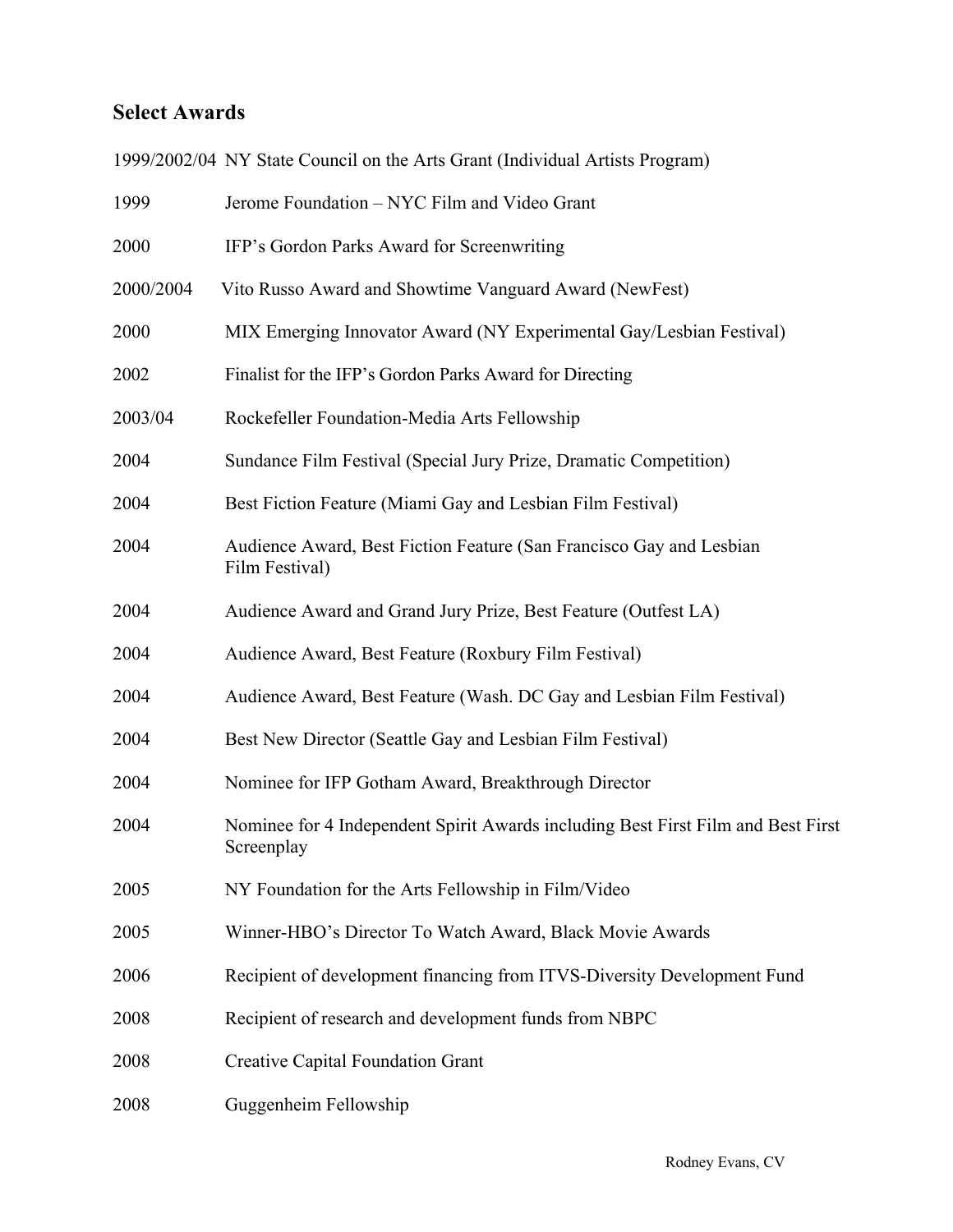## Select Awards

| | |
|---|---|
| 1999/2002/04 | NY State Council on the Arts Grant (Individual Artists Program) |
| 1999 | Jerome Foundation – NYC Film and Video Grant |
| 2000 | IFP's Gordon Parks Award for Screenwriting |
| 2000/2004 | Vito Russo Award and Showtime Vanguard Award (NewFest) |
| 2000 | MIX Emerging Innovator Award (NY Experimental Gay/Lesbian Festival) |
| 2002 | Finalist for the IFP's Gordon Parks Award for Directing |
| 2003/04 | Rockefeller Foundation-Media Arts Fellowship |
| 2004 | Sundance Film Festival (Special Jury Prize, Dramatic Competition) |
| 2004 | Best Fiction Feature (Miami Gay and Lesbian Film Festival) |
| 2004 | Audience Award, Best Fiction Feature (San Francisco Gay and Lesbian Film Festival) |
| 2004 | Audience Award and Grand Jury Prize, Best Feature (Outfest LA) |
| 2004 | Audience Award, Best Feature (Roxbury Film Festival) |
| 2004 | Audience Award, Best Feature (Wash. DC Gay and Lesbian Film Festival) |
| 2004 | Best New Director (Seattle Gay and Lesbian Film Festival) |
| 2004 | Nominee for IFP Gotham Award, Breakthrough Director |
| 2004 | Nominee for 4 Independent Spirit Awards including Best First Film and Best First Screenplay |
| 2005 | NY Foundation for the Arts Fellowship in Film/Video |
| 2005 | Winner-HBO's Director To Watch Award, Black Movie Awards |
| 2006 | Recipient of development financing from ITVS-Diversity Development Fund |
| 2008 | Recipient of research and development funds from NBPC |
| 2008 | Creative Capital Foundation Grant |
| 2008 | Guggenheim Fellowship |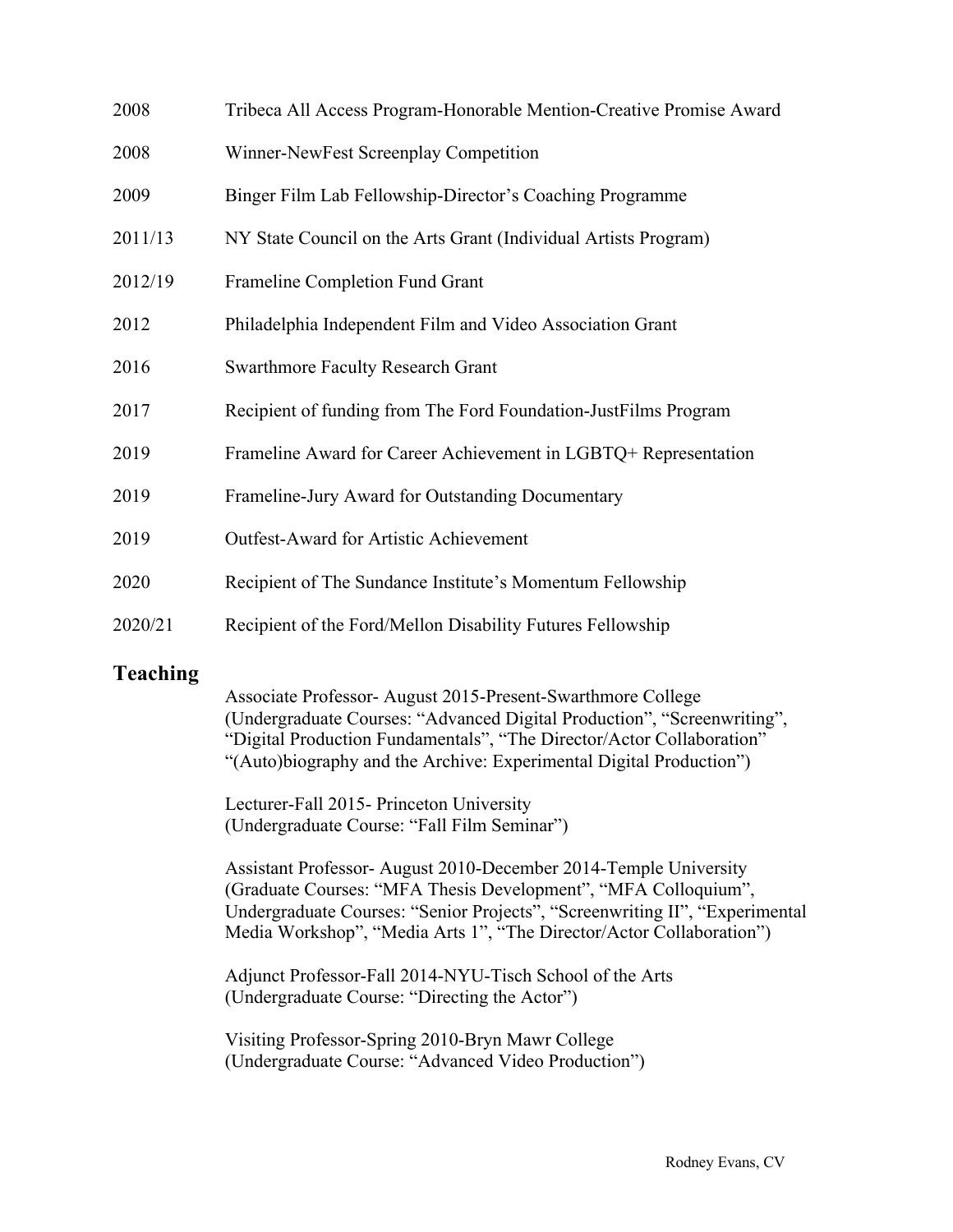2008 Tribeca All Access Program-Honorable Mention-Creative Promise Award

2008 Winner-NewFest Screenplay Competition

2009 Binger Film Lab Fellowship-Director's Coaching Programme

2011/13 NY State Council on the Arts Grant (Individual Artists Program)

2012/19 Frameline Completion Fund Grant

2012 Philadelphia Independent Film and Video Association Grant

2016 Swarthmore Faculty Research Grant

2017 Recipient of funding from The Ford Foundation-JustFilms Program

2019 Frameline Award for Career Achievement in LGBTQ+ Representation

2019 Frameline-Jury Award for Outstanding Documentary

2019 Outfest-Award for Artistic Achievement

2020 Recipient of The Sundance Institute's Momentum Fellowship

2020/21 Recipient of the Ford/Mellon Disability Futures Fellowship

## Teaching

Associate Professor- August 2015-Present-Swarthmore College
(Undergraduate Courses: "Advanced Digital Production", "Screenwriting", "Digital Production Fundamentals", "The Director/Actor Collaboration" "(Auto)biography and the Archive: Experimental Digital Production")

Lecturer-Fall 2015- Princeton University
(Undergraduate Course: "Fall Film Seminar")

Assistant Professor- August 2010-December 2014-Temple University
(Graduate Courses: "MFA Thesis Development", "MFA Colloquium", Undergraduate Courses: "Senior Projects", "Screenwriting II", "Experimental Media Workshop", "Media Arts 1", "The Director/Actor Collaboration")

Adjunct Professor-Fall 2014-NYU-Tisch School of the Arts
(Undergraduate Course: "Directing the Actor")

Visiting Professor-Spring 2010-Bryn Mawr College
(Undergraduate Course: "Advanced Video Production")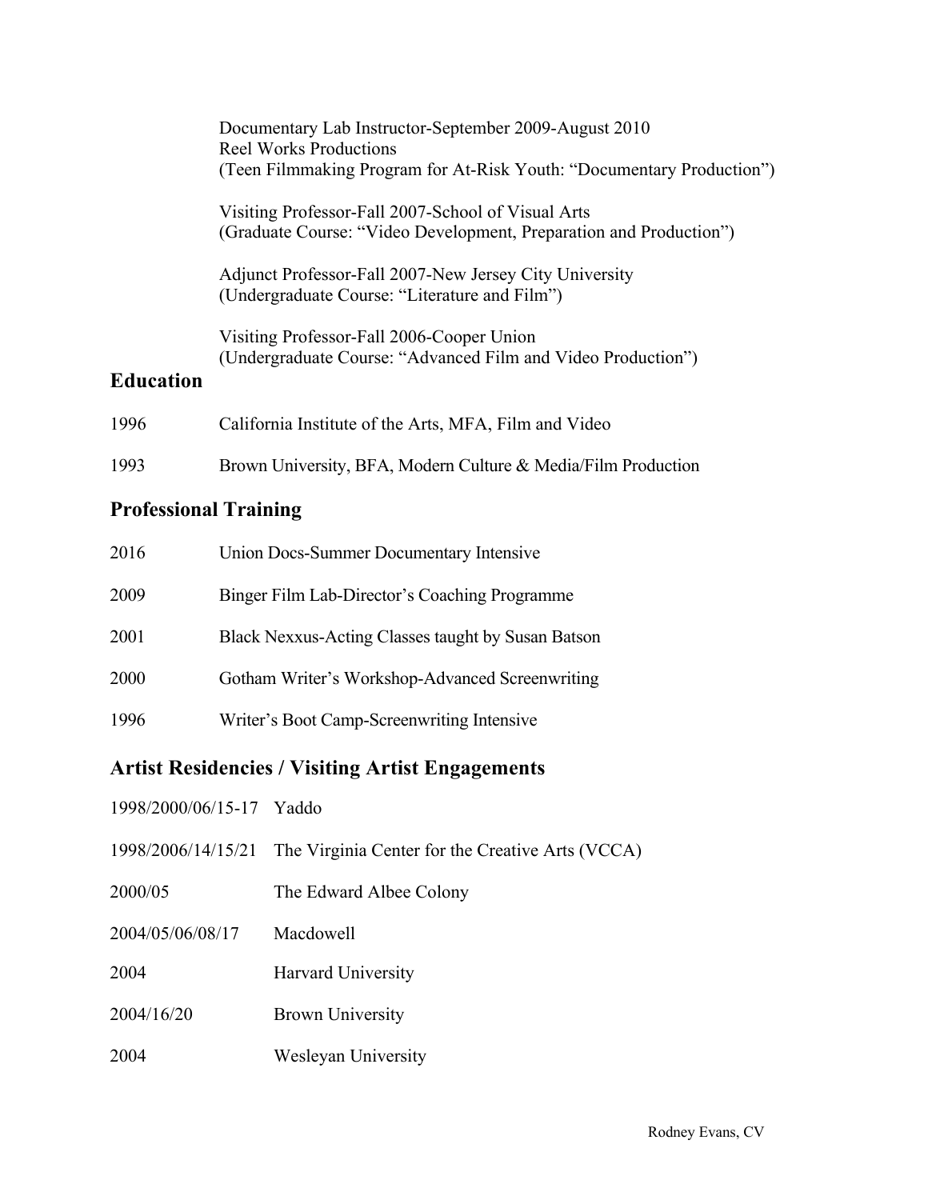Documentary Lab Instructor-September 2009-August 2010
Reel Works Productions
(Teen Filmmaking Program for At-Risk Youth: "Documentary Production")

Visiting Professor-Fall 2007-School of Visual Arts
(Graduate Course: "Video Development, Preparation and Production")

Adjunct Professor-Fall 2007-New Jersey City University
(Undergraduate Course: "Literature and Film")

Visiting Professor-Fall 2006-Cooper Union
(Undergraduate Course: "Advanced Film and Video Production")

## Education

1996 California Institute of the Arts, MFA, Film and Video

1993 Brown University, BFA, Modern Culture & Media/Film Production

## Professional Training

2016 Union Docs-Summer Documentary Intensive

2009 Binger Film Lab-Director's Coaching Programme

2001 Black Nexxus-Acting Classes taught by Susan Batson

2000 Gotham Writer's Workshop-Advanced Screenwriting

1996 Writer's Boot Camp-Screenwriting Intensive

## Artist Residencies / Visiting Artist Engagements

1998/2000/06/15-17 Yaddo

1998/2006/14/15/21 The Virginia Center for the Creative Arts (VCCA)

2000/05 The Edward Albee Colony

2004/05/06/08/17 Macdowell

2004 Harvard University

2004/16/20 Brown University

2004 Wesleyan University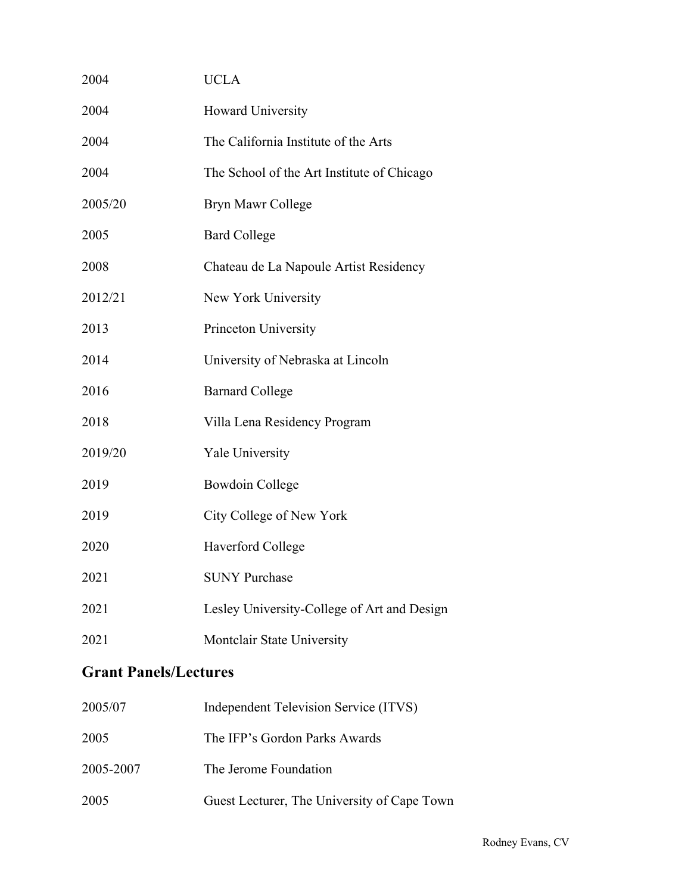| | |
|---|---|
| 2004 | UCLA |
| 2004 | Howard University |
| 2004 | The California Institute of the Arts |
| 2004 | The School of the Art Institute of Chicago |
| 2005/20 | Bryn Mawr College |
| 2005 | Bard College |
| 2008 | Chateau de La Napoule Artist Residency |
| 2012/21 | New York University |
| 2013 | Princeton University |
| 2014 | University of Nebraska at Lincoln |
| 2016 | Barnard College |
| 2018 | Villa Lena Residency Program |
| 2019/20 | Yale University |
| 2019 | Bowdoin College |
| 2019 | City College of New York |
| 2020 | Haverford College |
| 2021 | SUNY Purchase |
| 2021 | Lesley University-College of Art and Design |
| 2021 | Montclair State University |

## Grant Panels/Lectures

| | |
|---|---|
| 2005/07 | Independent Television Service (ITVS) |
| 2005 | The IFP's Gordon Parks Awards |
| 2005-2007 | The Jerome Foundation |
| 2005 | Guest Lecturer, The University of Cape Town |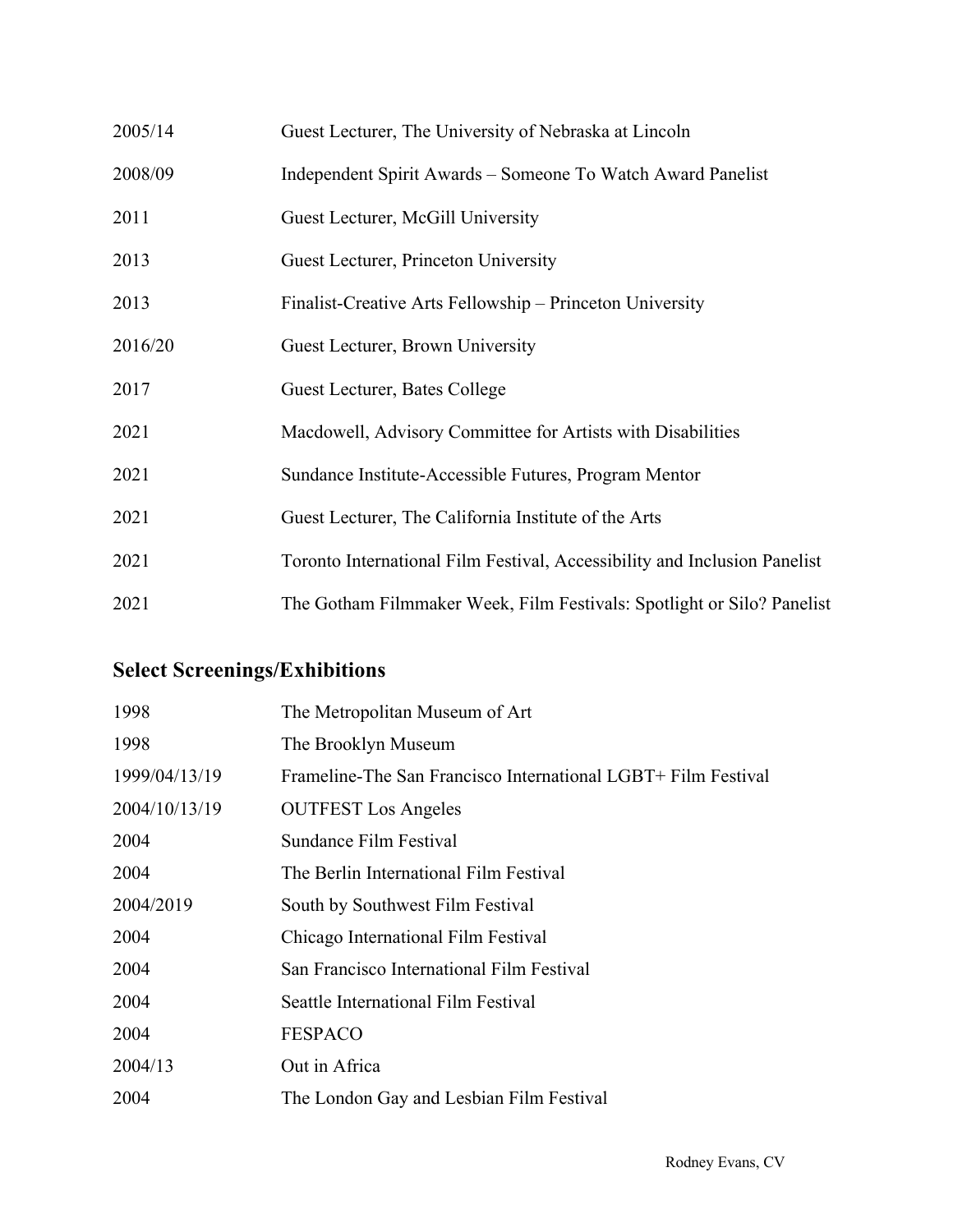| | |
|---|---|
| 2005/14 | Guest Lecturer, The University of Nebraska at Lincoln |
| 2008/09 | Independent Spirit Awards – Someone To Watch Award Panelist |
| 2011 | Guest Lecturer, McGill University |
| 2013 | Guest Lecturer, Princeton University |
| 2013 | Finalist-Creative Arts Fellowship – Princeton University |
| 2016/20 | Guest Lecturer, Brown University |
| 2017 | Guest Lecturer, Bates College |
| 2021 | Macdowell, Advisory Committee for Artists with Disabilities |
| 2021 | Sundance Institute-Accessible Futures, Program Mentor |
| 2021 | Guest Lecturer, The California Institute of the Arts |
| 2021 | Toronto International Film Festival, Accessibility and Inclusion Panelist |
| 2021 | The Gotham Filmmaker Week, Film Festivals: Spotlight or Silo? Panelist |

## Select Screenings/Exhibitions

| | |
|---|---|
| 1998 | The Metropolitan Museum of Art |
| 1998 | The Brooklyn Museum |
| 1999/04/13/19 | Frameline-The San Francisco International LGBT+ Film Festival |
| 2004/10/13/19 | OUTFEST Los Angeles |
| 2004 | Sundance Film Festival |
| 2004 | The Berlin International Film Festival |
| 2004/2019 | South by Southwest Film Festival |
| 2004 | Chicago International Film Festival |
| 2004 | San Francisco International Film Festival |
| 2004 | Seattle International Film Festival |
| 2004 | FESPACO |
| 2004/13 | Out in Africa |
| 2004 | The London Gay and Lesbian Film Festival |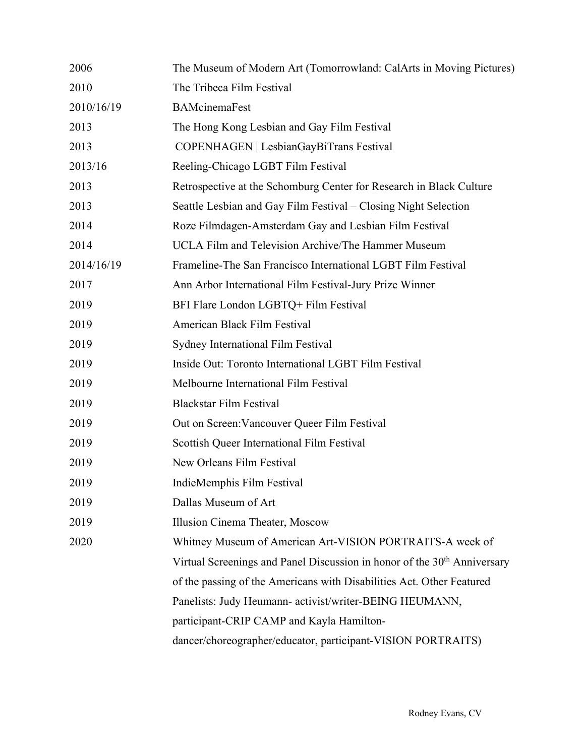| | |
|---|---|
| 2006 | The Museum of Modern Art (Tomorrowland: CalArts in Moving Pictures) |
| 2010 | The Tribeca Film Festival |
| 2010/16/19 | BAMcinemaFest |
| 2013 | The Hong Kong Lesbian and Gay Film Festival |
| 2013 | COPENHAGEN \| LesbianGayBiTrans Festival |
| 2013/16 | Reeling-Chicago LGBT Film Festival |
| 2013 | Retrospective at the Schomburg Center for Research in Black Culture |
| 2013 | Seattle Lesbian and Gay Film Festival – Closing Night Selection |
| 2014 | Roze Filmdagen-Amsterdam Gay and Lesbian Film Festival |
| 2014 | UCLA Film and Television Archive/The Hammer Museum |
| 2014/16/19 | Frameline-The San Francisco International LGBT Film Festival |
| 2017 | Ann Arbor International Film Festival-Jury Prize Winner |
| 2019 | BFI Flare London LGBTQ+ Film Festival |
| 2019 | American Black Film Festival |
| 2019 | Sydney International Film Festival |
| 2019 | Inside Out: Toronto International LGBT Film Festival |
| 2019 | Melbourne International Film Festival |
| 2019 | Blackstar Film Festival |
| 2019 | Out on Screen:Vancouver Queer Film Festival |
| 2019 | Scottish Queer International Film Festival |
| 2019 | New Orleans Film Festival |
| 2019 | IndieMemphis Film Festival |
| 2019 | Dallas Museum of Art |
| 2019 | Illusion Cinema Theater, Moscow |
| 2020 | Whitney Museum of American Art-VISION PORTRAITS-A week of Virtual Screenings and Panel Discussion in honor of the 30th Anniversary of the passing of the Americans with Disabilities Act. Other Featured Panelists: Judy Heumann- activist/writer-BEING HEUMANN, participant-CRIP CAMP and Kayla Hamilton-dancer/choreographer/educator, participant-VISION PORTRAITS) |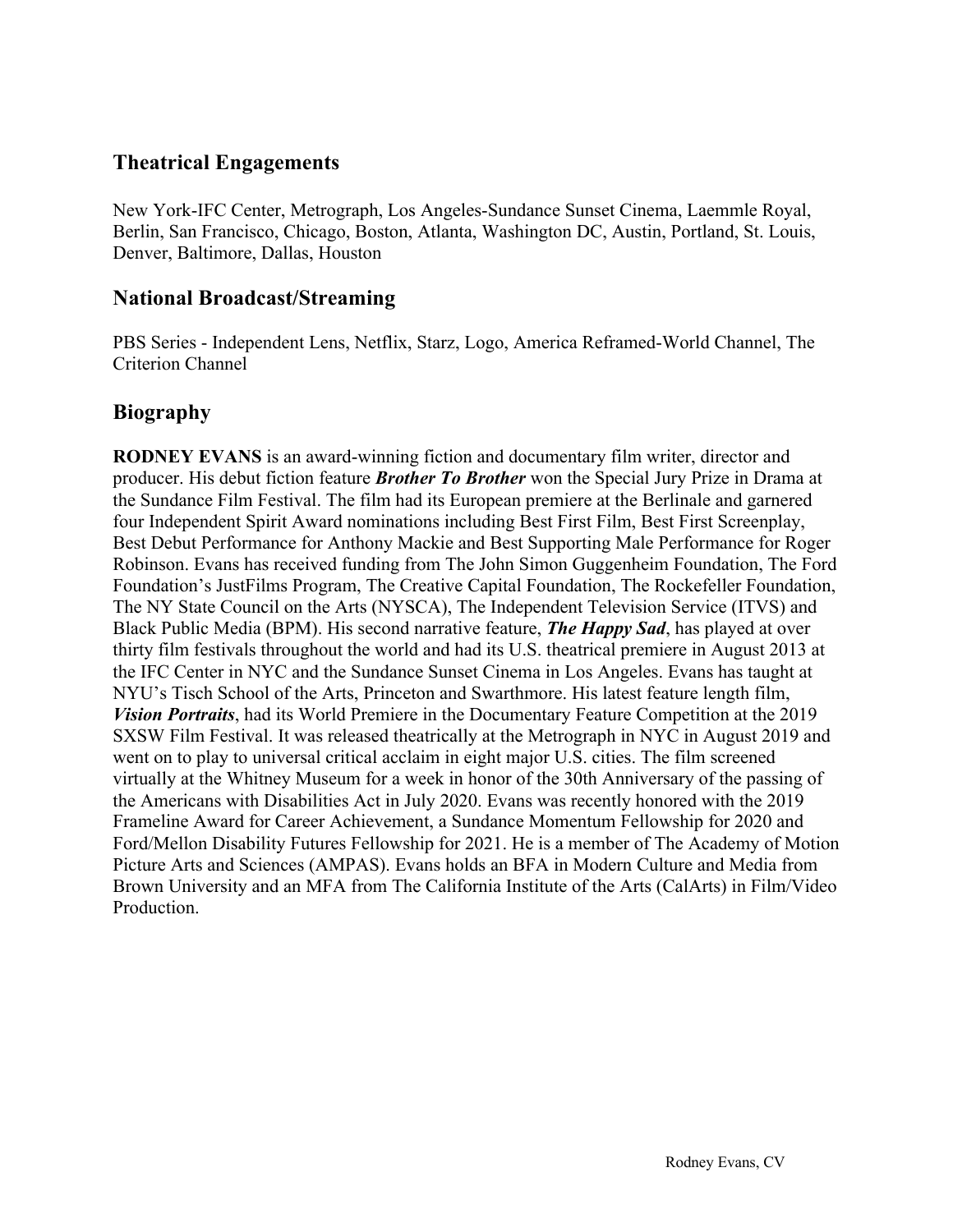## Theatrical Engagements

New York-IFC Center, Metrograph, Los Angeles-Sundance Sunset Cinema, Laemmle Royal, Berlin, San Francisco, Chicago, Boston, Atlanta, Washington DC, Austin, Portland, St. Louis, Denver, Baltimore, Dallas, Houston

## National Broadcast/Streaming

PBS Series - Independent Lens, Netflix, Starz, Logo, America Reframed-World Channel, The Criterion Channel

## Biography

**RODNEY EVANS** is an award-winning fiction and documentary film writer, director and producer. His debut fiction feature ***Brother To Brother*** won the Special Jury Prize in Drama at the Sundance Film Festival. The film had its European premiere at the Berlinale and garnered four Independent Spirit Award nominations including Best First Film, Best First Screenplay, Best Debut Performance for Anthony Mackie and Best Supporting Male Performance for Roger Robinson. Evans has received funding from The John Simon Guggenheim Foundation, The Ford Foundation's JustFilms Program, The Creative Capital Foundation, The Rockefeller Foundation, The NY State Council on the Arts (NYSCA), The Independent Television Service (ITVS) and Black Public Media (BPM). His second narrative feature, ***The Happy Sad***, has played at over thirty film festivals throughout the world and had its U.S. theatrical premiere in August 2013 at the IFC Center in NYC and the Sundance Sunset Cinema in Los Angeles. Evans has taught at NYU's Tisch School of the Arts, Princeton and Swarthmore. His latest feature length film, ***Vision Portraits***, had its World Premiere in the Documentary Feature Competition at the 2019 SXSW Film Festival. It was released theatrically at the Metrograph in NYC in August 2019 and went on to play to universal critical acclaim in eight major U.S. cities. The film screened virtually at the Whitney Museum for a week in honor of the 30th Anniversary of the passing of the Americans with Disabilities Act in July 2020. Evans was recently honored with the 2019 Frameline Award for Career Achievement, a Sundance Momentum Fellowship for 2020 and Ford/Mellon Disability Futures Fellowship for 2021. He is a member of The Academy of Motion Picture Arts and Sciences (AMPAS). Evans holds an BFA in Modern Culture and Media from Brown University and an MFA from The California Institute of the Arts (CalArts) in Film/Video Production.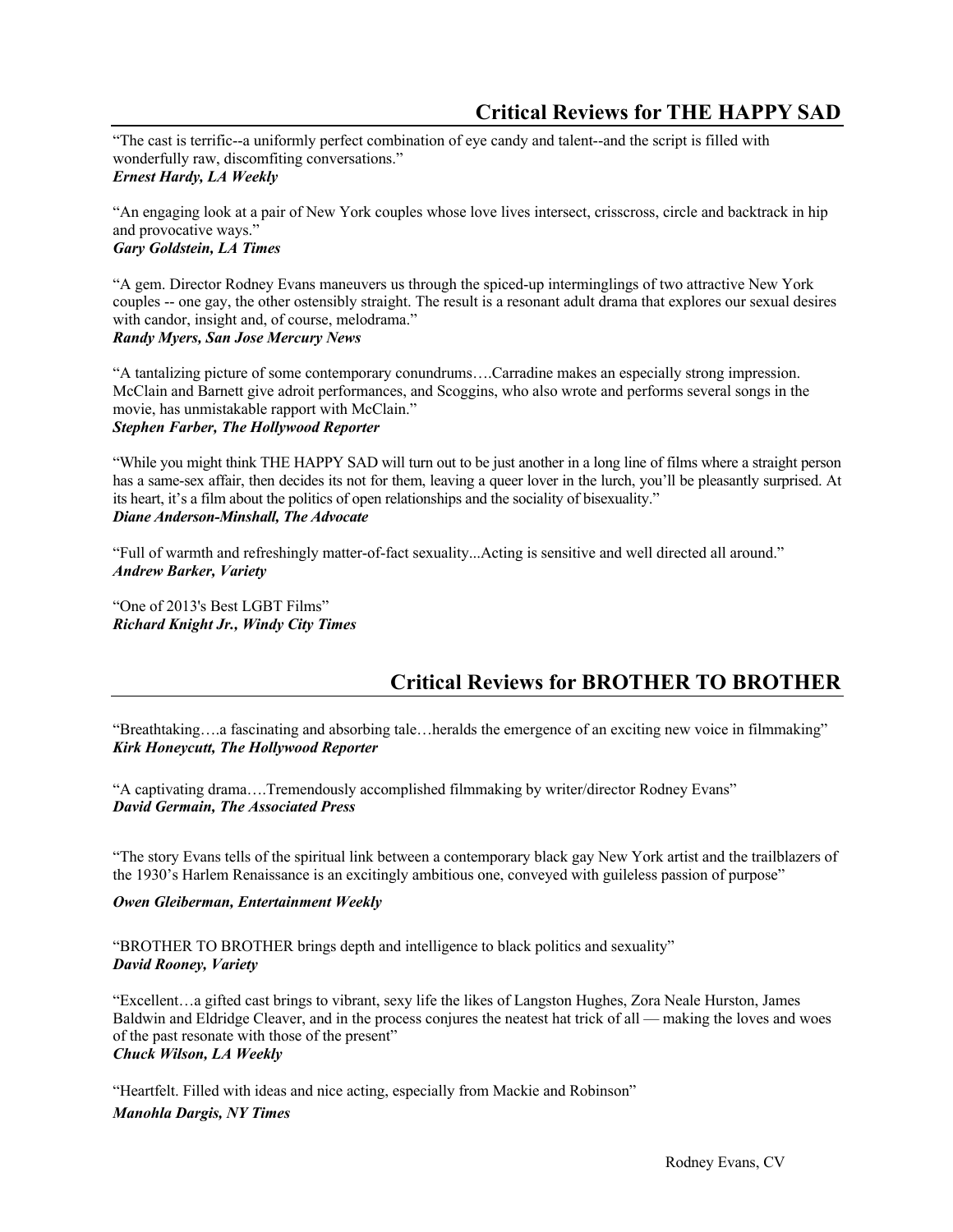## Critical Reviews for THE HAPPY SAD

"The cast is terrific--a uniformly perfect combination of eye candy and talent--and the script is filled with wonderfully raw, discomfiting conversations."
***Ernest Hardy, LA Weekly***

"An engaging look at a pair of New York couples whose love lives intersect, crisscross, circle and backtrack in hip and provocative ways."
***Gary Goldstein, LA Times***

"A gem. Director Rodney Evans maneuvers us through the spiced-up interminglings of two attractive New York couples -- one gay, the other ostensibly straight. The result is a resonant adult drama that explores our sexual desires with candor, insight and, of course, melodrama."
***Randy Myers, San Jose Mercury News***

"A tantalizing picture of some contemporary conundrums….Carradine makes an especially strong impression. McClain and Barnett give adroit performances, and Scoggins, who also wrote and performs several songs in the movie, has unmistakable rapport with McClain."
***Stephen Farber, The Hollywood Reporter***

"While you might think THE HAPPY SAD will turn out to be just another in a long line of films where a straight person has a same-sex affair, then decides its not for them, leaving a queer lover in the lurch, you'll be pleasantly surprised. At its heart, it's a film about the politics of open relationships and the sociality of bisexuality."
***Diane Anderson-Minshall, The Advocate***

"Full of warmth and refreshingly matter-of-fact sexuality...Acting is sensitive and well directed all around."
***Andrew Barker, Variety***

"One of 2013's Best LGBT Films"
***Richard Knight Jr., Windy City Times***

## Critical Reviews for BROTHER TO BROTHER

"Breathtaking….a fascinating and absorbing tale…heralds the emergence of an exciting new voice in filmmaking"
***Kirk Honeycutt, The Hollywood Reporter***

"A captivating drama….Tremendously accomplished filmmaking by writer/director Rodney Evans"
***David Germain, The Associated Press***

"The story Evans tells of the spiritual link between a contemporary black gay New York artist and the trailblazers of the 1930's Harlem Renaissance is an excitingly ambitious one, conveyed with guileless passion of purpose"

***Owen Gleiberman, Entertainment Weekly***

"BROTHER TO BROTHER brings depth and intelligence to black politics and sexuality"
***David Rooney, Variety***

"Excellent…a gifted cast brings to vibrant, sexy life the likes of Langston Hughes, Zora Neale Hurston, James Baldwin and Eldridge Cleaver, and in the process conjures the neatest hat trick of all — making the loves and woes of the past resonate with those of the present"
***Chuck Wilson, LA Weekly***

"Heartfelt. Filled with ideas and nice acting, especially from Mackie and Robinson"
***Manohla Dargis, NY Times***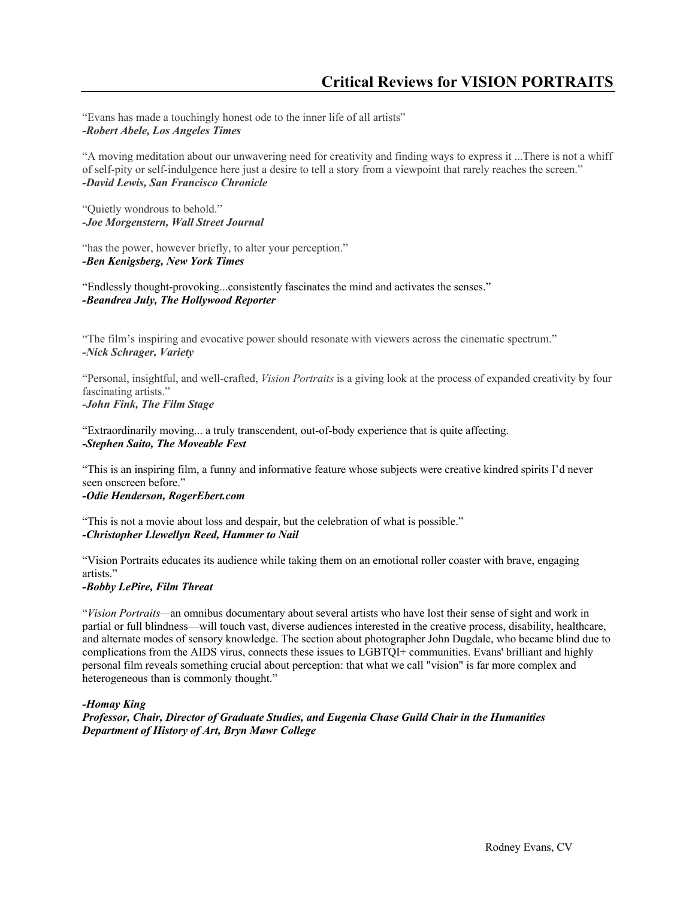# Critical Reviews for VISION PORTRAITS

"Evans has made a touchingly honest ode to the inner life of all artists"
***-Robert Abele, Los Angeles Times***

"A moving meditation about our unwavering need for creativity and finding ways to express it ...There is not a whiff of self-pity or self-indulgence here just a desire to tell a story from a viewpoint that rarely reaches the screen."
***-David Lewis, San Francisco Chronicle***

"Quietly wondrous to behold."
***-Joe Morgenstern, Wall Street Journal***

"has the power, however briefly, to alter your perception."
***-Ben Kenigsberg, New York Times***

"Endlessly thought-provoking...consistently fascinates the mind and activates the senses."
***-Beandrea July, The Hollywood Reporter***

"The film's inspiring and evocative power should resonate with viewers across the cinematic spectrum."
***-Nick Schrager, Variety***

"Personal, insightful, and well-crafted, *Vision Portraits* is a giving look at the process of expanded creativity by four fascinating artists."
***-John Fink, The Film Stage***

"Extraordinarily moving... a truly transcendent, out-of-body experience that is quite affecting.
***-Stephen Saito, The Moveable Fest***

"This is an inspiring film, a funny and informative feature whose subjects were creative kindred spirits I'd never seen onscreen before."
***-Odie Henderson, RogerEbert.com***

"This is not a movie about loss and despair, but the celebration of what is possible."
***-Christopher Llewellyn Reed, Hammer to Nail***

"Vision Portraits educates its audience while taking them on an emotional roller coaster with brave, engaging artists."
***-Bobby LePire, Film Threat***

"*Vision Portraits*—an omnibus documentary about several artists who have lost their sense of sight and work in partial or full blindness—will touch vast, diverse audiences interested in the creative process, disability, healthcare, and alternate modes of sensory knowledge. The section about photographer John Dugdale, who became blind due to complications from the AIDS virus, connects these issues to LGBTQI+ communities. Evans' brilliant and highly personal film reveals something crucial about perception: that what we call "vision" is far more complex and heterogeneous than is commonly thought."

***-Homay King***
***Professor, Chair, Director of Graduate Studies, and Eugenia Chase Guild Chair in the Humanities***
***Department of History of Art, Bryn Mawr College***